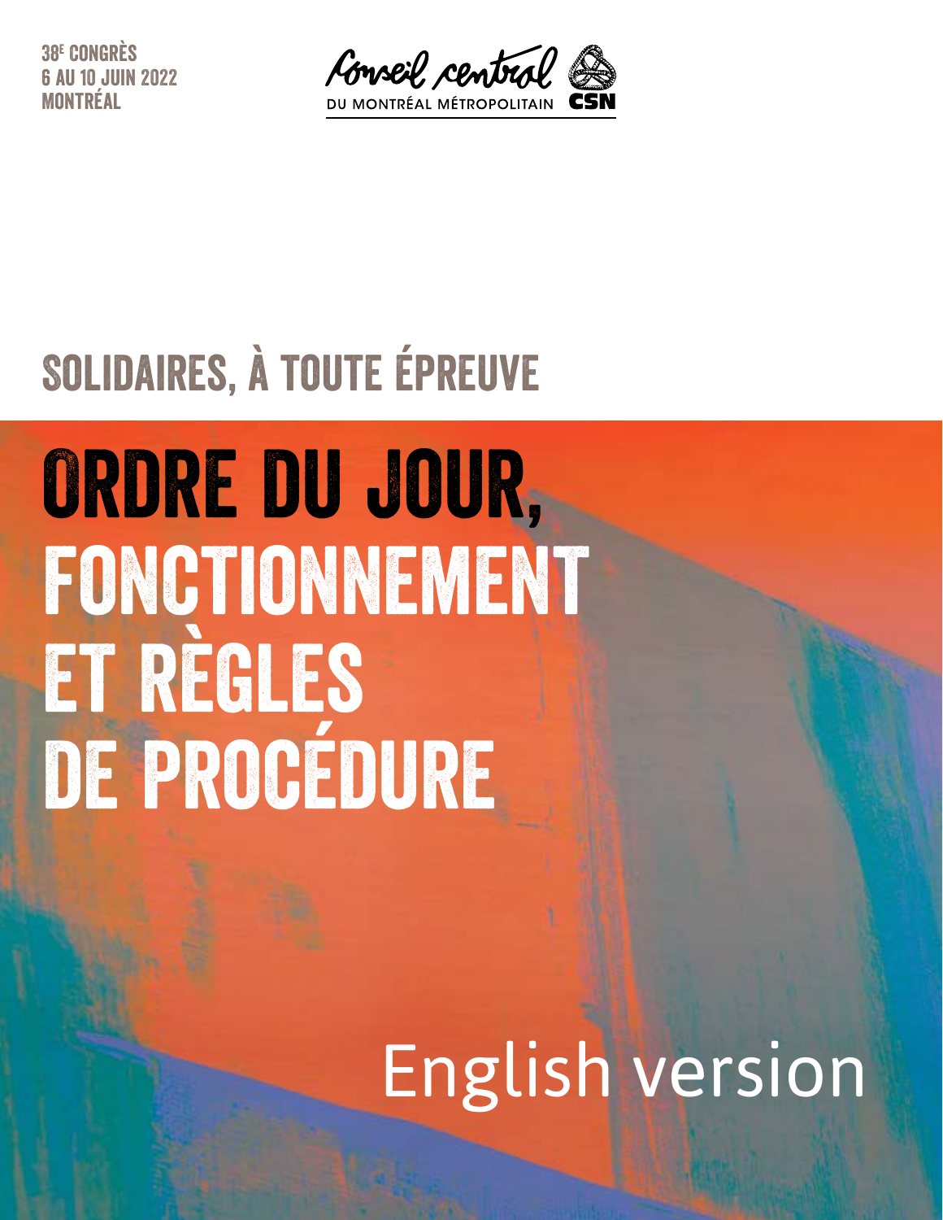38e CONGRÈS
6 AU 10 JUIN 2022
MONTRÉAL

Conseil central
DU MONTRÉAL MÉTROPOLITAIN CSN

## SOLIDAIRES, À TOUTE ÉPREUVE

# ORDRE DU JOUR, FONCTIONNEMENT ET RÈGLES DE PROCÉDURE

English version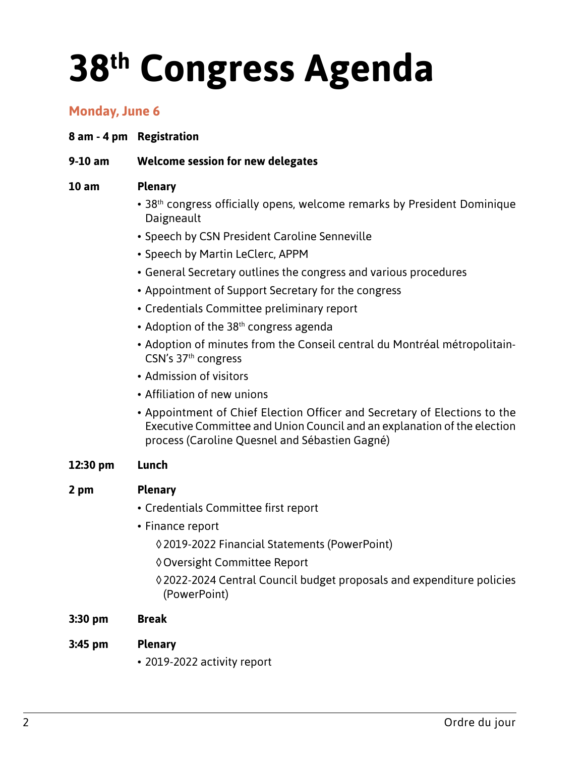# 38th Congress Agenda

## Monday, June 6

**8 am - 4 pm** **Registration**

**9-10 am** **Welcome session for new delegates**

**10 am** **Plenary**

- 38th congress officially opens, welcome remarks by President Dominique Daigneault
- Speech by CSN President Caroline Senneville
- Speech by Martin LeClerc, APPM
- General Secretary outlines the congress and various procedures
- Appointment of Support Secretary for the congress
- Credentials Committee preliminary report
- Adoption of the 38th congress agenda
- Adoption of minutes from the Conseil central du Montréal métropolitain-CSN's 37th congress
- Admission of visitors
- Affiliation of new unions
- Appointment of Chief Election Officer and Secretary of Elections to the Executive Committee and Union Council and an explanation of the election process (Caroline Quesnel and Sébastien Gagné)

**12:30 pm** **Lunch**

**2 pm** **Plenary**

- Credentials Committee first report
- Finance report
    - ◊ 2019-2022 Financial Statements (PowerPoint)
    - ◊ Oversight Committee Report
    - ◊ 2022-2024 Central Council budget proposals and expenditure policies (PowerPoint)

**3:30 pm** **Break**

**3:45 pm** **Plenary**

- 2019-2022 activity report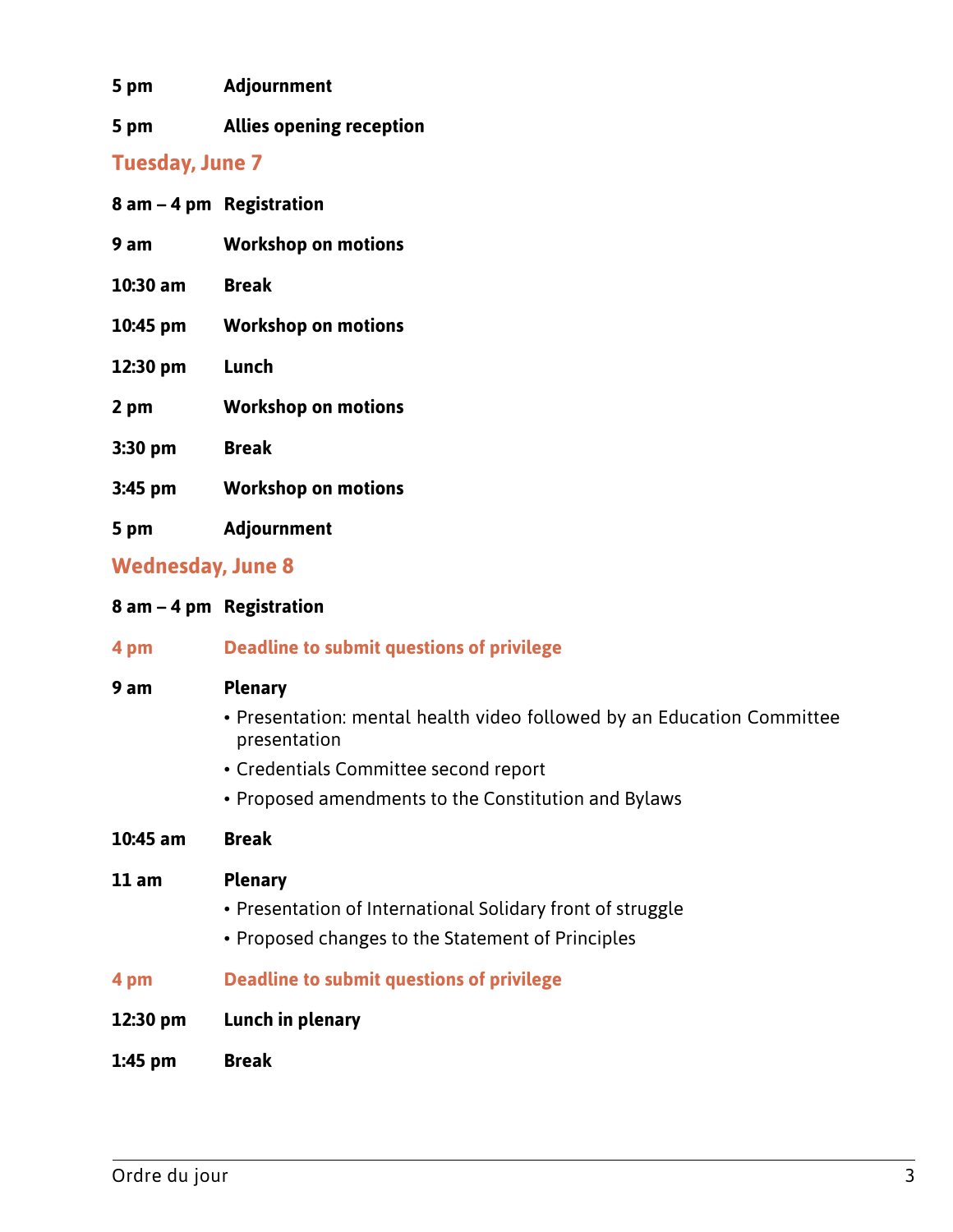**5 pm** **Adjournment**

**5 pm** **Allies opening reception**

## Tuesday, June 7

**8 am – 4 pm** **Registration**

**9 am** **Workshop on motions**

**10:30 am** **Break**

**10:45 pm** **Workshop on motions**

**12:30 pm** **Lunch**

**2 pm** **Workshop on motions**

**3:30 pm** **Break**

**3:45 pm** **Workshop on motions**

**5 pm** **Adjournment**

## Wednesday, June 8

**8 am – 4 pm** **Registration**

**4 pm** **Deadline to submit questions of privilege**

**9 am** **Plenary**

- Presentation: mental health video followed by an Education Committee presentation
- Credentials Committee second report
- Proposed amendments to the Constitution and Bylaws

**10:45 am** **Break**

**11 am** **Plenary**

- Presentation of International Solidary front of struggle
- Proposed changes to the Statement of Principles

**4 pm** **Deadline to submit questions of privilege**

**12:30 pm** **Lunch in plenary**

**1:45 pm** **Break**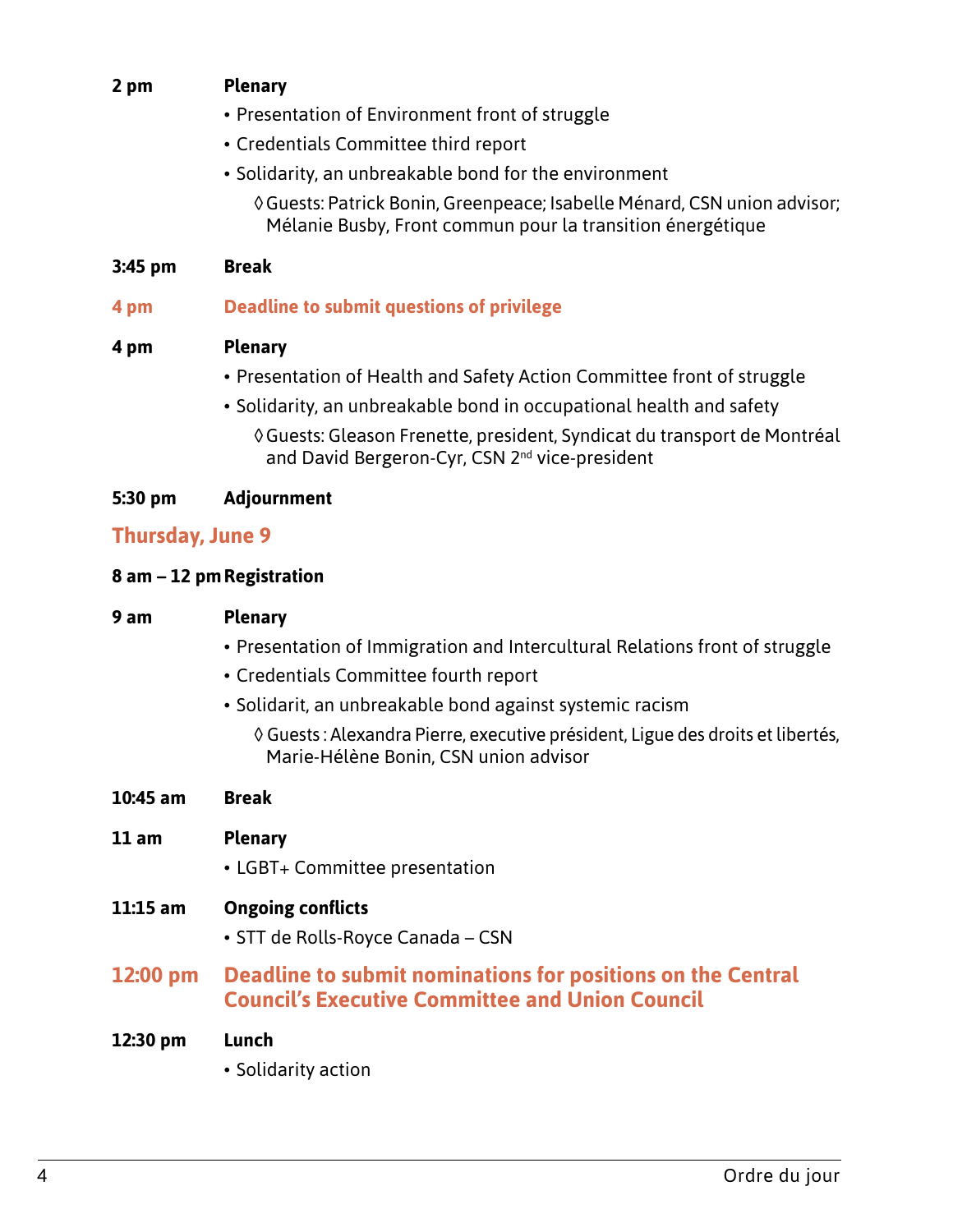**2 pm** **Plenary**

- Presentation of Environment front of struggle
- Credentials Committee third report
- Solidarity, an unbreakable bond for the environment
  - ◊ Guests: Patrick Bonin, Greenpeace; Isabelle Ménard, CSN union advisor; Mélanie Busby, Front commun pour la transition énergétique

**3:45 pm** **Break**

**4 pm** **Deadline to submit questions of privilege**

**4 pm** **Plenary**

- Presentation of Health and Safety Action Committee front of struggle
- Solidarity, an unbreakable bond in occupational health and safety
  - ◊ Guests: Gleason Frenette, president, Syndicat du transport de Montréal and David Bergeron-Cyr, CSN 2nd vice-president

**5:30 pm** **Adjournment**

## Thursday, June 9

**8 am – 12 pm** **Registration**

**9 am** **Plenary**

- Presentation of Immigration and Intercultural Relations front of struggle
- Credentials Committee fourth report
- Solidarit, an unbreakable bond against systemic racism
  - ◊ Guests : Alexandra Pierre, executive président, Ligue des droits et libertés, Marie-Hélène Bonin, CSN union advisor

**10:45 am** **Break**

**11 am** **Plenary**

- LGBT+ Committee presentation

**11:15 am** **Ongoing conflicts**

- STT de Rolls-Royce Canada – CSN

**12:00 pm** **Deadline to submit nominations for positions on the Central Council's Executive Committee and Union Council**

**12:30 pm** **Lunch**

- Solidarity action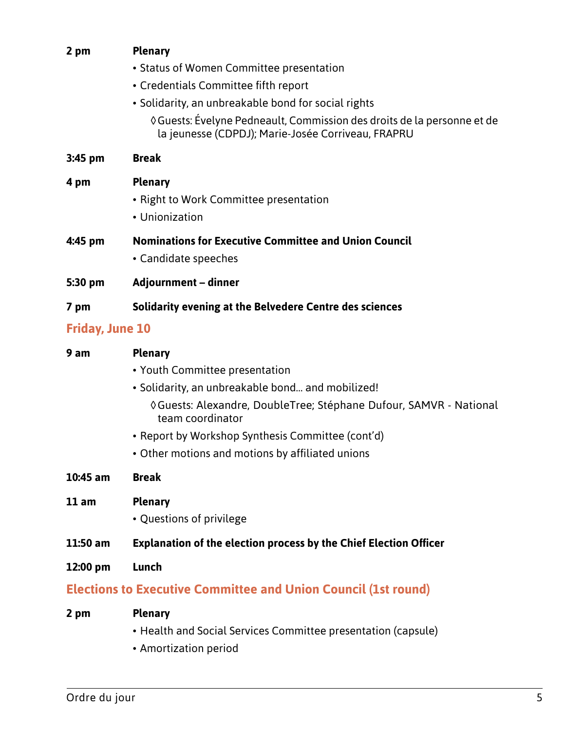**2 pm** **Plenary**

- Status of Women Committee presentation
- Credentials Committee fifth report
- Solidarity, an unbreakable bond for social rights
  - ◊ Guests: Évelyne Pedneault, Commission des droits de la personne et de la jeunesse (CDPDJ); Marie-Josée Corriveau, FRAPRU

**3:45 pm** **Break**

**4 pm** **Plenary**

- Right to Work Committee presentation
- Unionization

**4:45 pm** **Nominations for Executive Committee and Union Council**

- Candidate speeches

**5:30 pm** **Adjournment – dinner**

**7 pm** **Solidarity evening at the Belvedere Centre des sciences**

## Friday, June 10

**9 am** **Plenary**

- Youth Committee presentation
- Solidarity, an unbreakable bond... and mobilized!
  - ◊ Guests: Alexandre, DoubleTree; Stéphane Dufour, SAMVR - National team coordinator
- Report by Workshop Synthesis Committee (cont'd)
- Other motions and motions by affiliated unions

**10:45 am** **Break**

**11 am** **Plenary**

- Questions of privilege

**11:50 am** **Explanation of the election process by the Chief Election Officer**

**12:00 pm** **Lunch**

## Elections to Executive Committee and Union Council (1st round)

**2 pm** **Plenary**

- Health and Social Services Committee presentation (capsule)
- Amortization period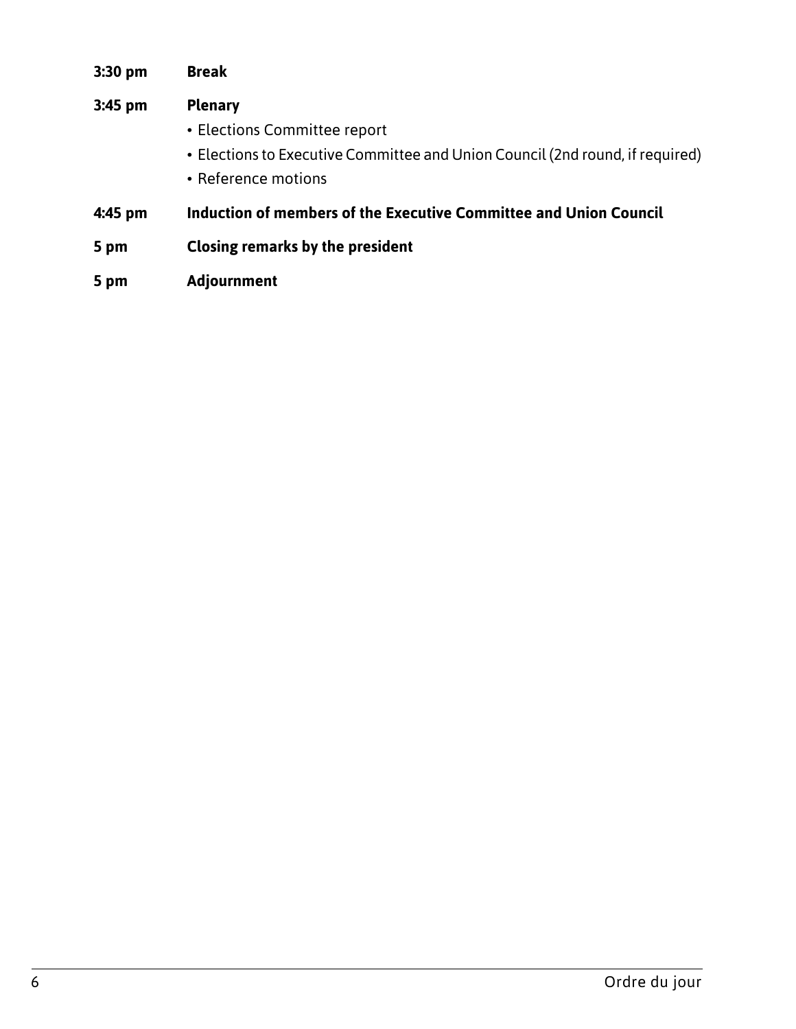**3:30 pm** **Break**

**3:45 pm** **Plenary**

- Elections Committee report
- Elections to Executive Committee and Union Council (2nd round, if required)
- Reference motions

**4:45 pm** **Induction of members of the Executive Committee and Union Council**

**5 pm** **Closing remarks by the president**

**5 pm** **Adjournment**